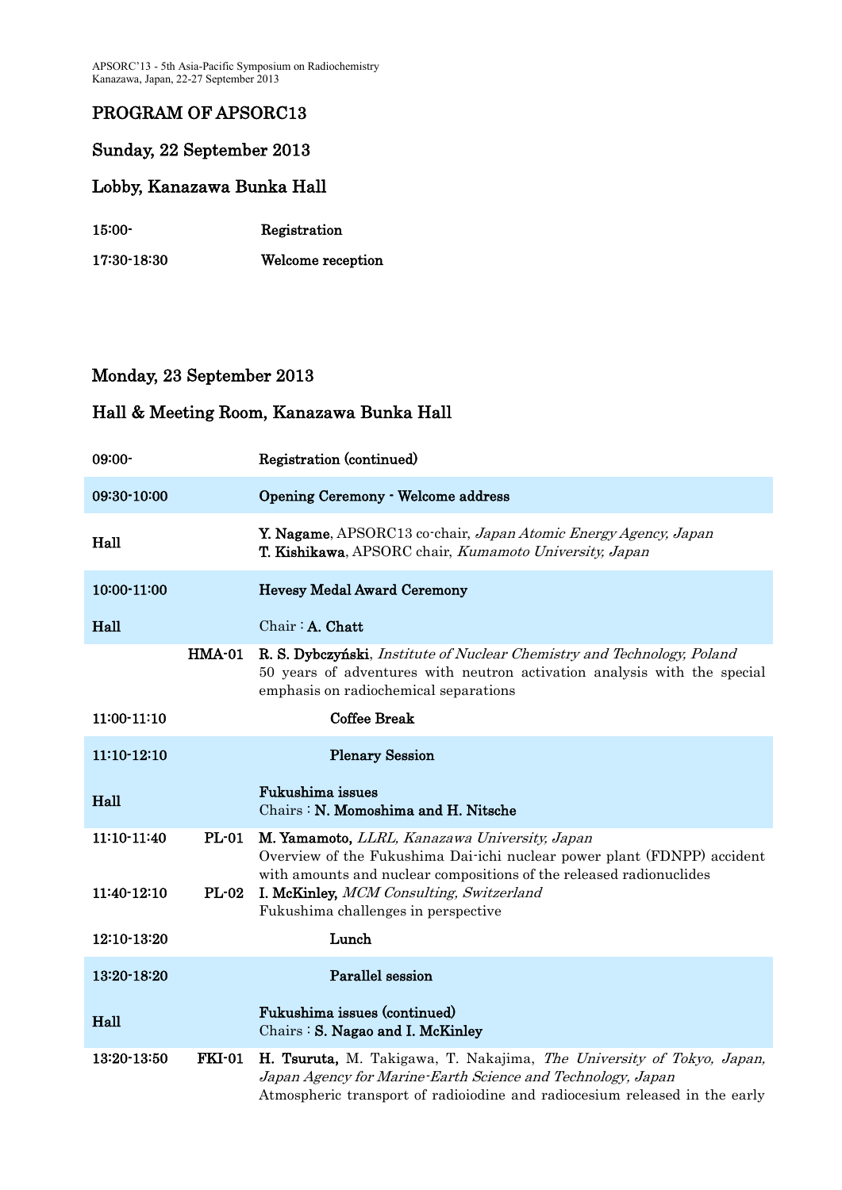# PROGRAM OF APSORC13

## Sunday, 22 September 2013

## Lobby, Kanazawa Bunka Hall

| | |
|---|---|
| 15:00- | **Registration** |
| 17:30-18:30 | **Welcome reception** |

## Monday, 23 September 2013

## Hall & Meeting Room, Kanazawa Bunka Hall

| | | |
|---|---|---|
| 09:00- | | Registration (continued) |
| **09:30-10:00** | | **Opening Ceremony - Welcome address** |
| **Hall** | | **Y. Nagame**, APSORC13 co-chair, *Japan Atomic Energy Agency, Japan*<br>**T. Kishikawa**, APSORC chair, *Kumamoto University, Japan* |
| **10:00-11:00** | | **Hevesy Medal Award Ceremony** |
| **Hall** | | Chair : **A. Chatt** |
| | **HMA-01** | **R. S. Dybczyński**, *Institute of Nuclear Chemistry and Technology, Poland*<br>50 years of adventures with neutron activation analysis with the special emphasis on radiochemical separations |
| **11:00-11:10** | | **Coffee Break** |
| **11:10-12:10** | | **Plenary Session** |
| **Hall** | | **Fukushima issues**<br>Chairs : **N. Momoshima and H. Nitsche** |
| 11:10-11:40 | **PL-01** | **M. Yamamoto**, *LLRL, Kanazawa University, Japan*<br>Overview of the Fukushima Dai-ichi nuclear power plant (FDNPP) accident with amounts and nuclear compositions of the released radionuclides |
| 11:40-12:10 | **PL-02** | **I. McKinley**, *MCM Consulting, Switzerland*<br>Fukushima challenges in perspective |
| **12:10-13:20** | | **Lunch** |
| **13:20-18:20** | | **Parallel session** |
| **Hall** | | **Fukushima issues (continued)**<br>Chairs : **S. Nagao and I. McKinley** |
| 13:20-13:50 | **FKI-01** | **H. Tsuruta,** M. Takigawa, T. Nakajima, *The University of Tokyo, Japan, Japan Agency for Marine-Earth Science and Technology, Japan*<br>Atmospheric transport of radioiodine and radiocesium released in the early |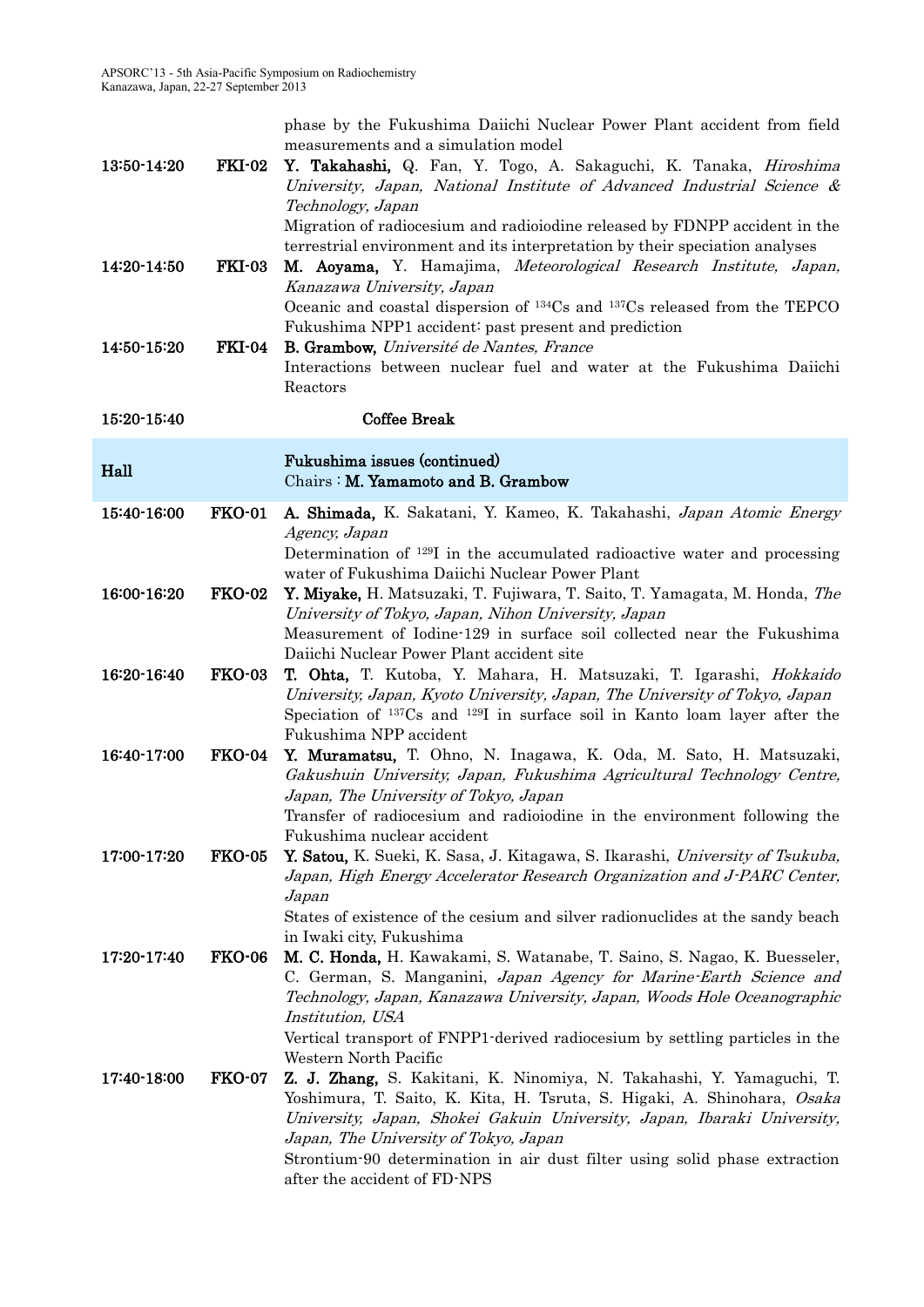phase by the Fukushima Daiichi Nuclear Power Plant accident from field measurements and a simulation model

| | | |
|---|---|---|
| 13:50-14:20 | FKI-02 | **Y. Takahashi,** Q. Fan, Y. Togo, A. Sakaguchi, K. Tanaka, *Hiroshima University, Japan, National Institute of Advanced Industrial Science & Technology, Japan* <br> Migration of radiocesium and radioiodine released by FDNPP accident in the terrestrial environment and its interpretation by their speciation analyses |
| 14:20-14:50 | FKI-03 | **M. Aoyama,** Y. Hamajima, *Meteorological Research Institute, Japan, Kanazawa University, Japan* <br> Oceanic and coastal dispersion of $^{134}Cs$ and $^{137}Cs$ released from the TEPCO Fukushima NPP1 accident: past present and prediction |
| 14:50-15:20 | FKI-04 | **B. Grambow,** *Université de Nantes, France* <br> Interactions between nuclear fuel and water at the Fukushima Daiichi Reactors |
| 15:20-15:40 | | **Coffee Break** |

## Hall — Fukushima issues (continued)

Chairs : **M. Yamamoto and B. Grambow**

| | | |
|---|---|---|
| 15:40-16:00 | FKO-01 | **A. Shimada,** K. Sakatani, Y. Kameo, K. Takahashi, *Japan Atomic Energy Agency, Japan* <br> Determination of $^{129}I$ in the accumulated radioactive water and processing water of Fukushima Daiichi Nuclear Power Plant |
| 16:00-16:20 | FKO-02 | **Y. Miyake,** H. Matsuzaki, T. Fujiwara, T. Saito, T. Yamagata, M. Honda, *The University of Tokyo, Japan, Nihon University, Japan* <br> Measurement of Iodine-129 in surface soil collected near the Fukushima Daiichi Nuclear Power Plant accident site |
| 16:20-16:40 | FKO-03 | **T. Ohta,** T. Kutoba, Y. Mahara, H. Matsuzaki, T. Igarashi, *Hokkaido University, Japan, Kyoto University, Japan, The University of Tokyo, Japan* <br> Speciation of $^{137}Cs$ and $^{129}I$ in surface soil in Kanto loam layer after the Fukushima NPP accident |
| 16:40-17:00 | FKO-04 | **Y. Muramatsu,** T. Ohno, N. Inagawa, K. Oda, M. Sato, H. Matsuzaki, *Gakushuin University, Japan, Fukushima Agricultural Technology Centre, Japan, The University of Tokyo, Japan* <br> Transfer of radiocesium and radioiodine in the environment following the Fukushima nuclear accident |
| 17:00-17:20 | FKO-05 | **Y. Satou,** K. Sueki, K. Sasa, J. Kitagawa, S. Ikarashi, *University of Tsukuba, Japan, High Energy Accelerator Research Organization and J-PARC Center, Japan* <br> States of existence of the cesium and silver radionuclides at the sandy beach in Iwaki city, Fukushima |
| 17:20-17:40 | FKO-06 | **M. C. Honda,** H. Kawakami, S. Watanabe, T. Saino, S. Nagao, K. Buesseler, C. German, S. Manganini, *Japan Agency for Marine-Earth Science and Technology, Japan, Kanazawa University, Japan, Woods Hole Oceanographic Institution, USA* <br> Vertical transport of FNPP1-derived radiocesium by settling particles in the Western North Pacific |
| 17:40-18:00 | FKO-07 | **Z. J. Zhang,** S. Kakitani, K. Ninomiya, N. Takahashi, Y. Yamaguchi, T. Yoshimura, T. Saito, K. Kita, H. Tsruta, S. Higaki, A. Shinohara, *Osaka University, Japan, Shokei Gakuin University, Japan, Ibaraki University, Japan, The University of Tokyo, Japan* <br> Strontium-90 determination in air dust filter using solid phase extraction after the accident of FD-NPS |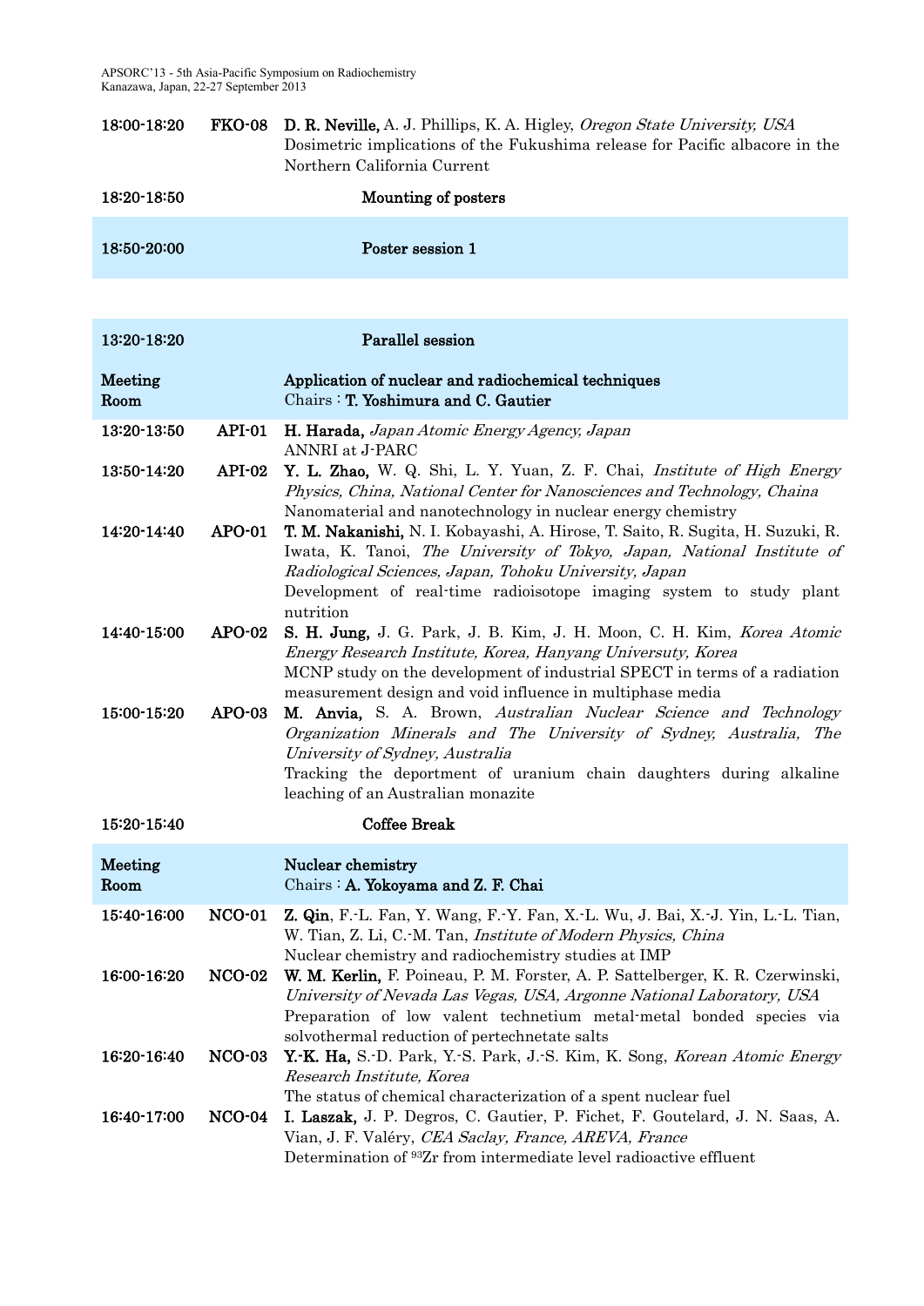| | | |
|---|---|---|
| 18:00-18:20 | **FKO-08** | **D. R. Neville,** A. J. Phillips, K. A. Higley, *Oregon State University, USA*<br>Dosimetric implications of the Fukushima release for Pacific albacore in the Northern California Current |
| 18:20-18:50 | | **Mounting of posters** |
| 18:50-20:00 | | **Poster session 1** |

| | | |
|---|---|---|
| 13:20-18:20 | | **Parallel session** |
| **Meeting Room** | | **Application of nuclear and radiochemical techniques**<br>Chairs : **T. Yoshimura and C. Gautier** |
| 13:20-13:50 | API-01 | **H. Harada,** *Japan Atomic Energy Agency, Japan*<br>ANNRI at J-PARC |
| 13:50-14:20 | API-02 | **Y. L. Zhao,** W. Q. Shi, L. Y. Yuan, Z. F. Chai, *Institute of High Energy Physics, China, National Center for Nanosciences and Technology, Chaina*<br>Nanomaterial and nanotechnology in nuclear energy chemistry |
| 14:20-14:40 | **APO-01** | **T. M. Nakanishi,** N. I. Kobayashi, A. Hirose, T. Saito, R. Sugita, H. Suzuki, R. Iwata, K. Tanoi, *The University of Tokyo, Japan, National Institute of Radiological Sciences, Japan, Tohoku University, Japan*<br>Development of real-time radioisotope imaging system to study plant nutrition |
| 14:40-15:00 | **APO-02** | **S. H. Jung,** J. G. Park, J. B. Kim, J. H. Moon, C. H. Kim, *Korea Atomic Energy Research Institute, Korea, Hanyang Universuty, Korea*<br>MCNP study on the development of industrial SPECT in terms of a radiation measurement design and void influence in multiphase media |
| 15:00-15:20 | **APO-03** | **M. Anvia,** S. A. Brown, *Australian Nuclear Science and Technology Organization Minerals and The University of Sydney, Australia, The University of Sydney, Australia*<br>Tracking the deportment of uranium chain daughters during alkaline leaching of an Australian monazite |
| 15:20-15:40 | | **Coffee Break** |
| **Meeting Room** | | **Nuclear chemistry**<br>Chairs : **A. Yokoyama and Z. F. Chai** |
| 15:40-16:00 | **NCO-01** | **Z. Qin**, F.-L. Fan, Y. Wang, F.-Y. Fan, X.-L. Wu, J. Bai, X.-J. Yin, L.-L. Tian, W. Tian, Z. Li, C.-M. Tan, *Institute of Modern Physics, China*<br>Nuclear chemistry and radiochemistry studies at IMP |
| 16:00-16:20 | **NCO-02** | **W. M. Kerlin,** F. Poineau, P. M. Forster, A. P. Sattelberger, K. R. Czerwinski, *University of Nevada Las Vegas, USA, Argonne National Laboratory, USA*<br>Preparation of low valent technetium metal-metal bonded species via solvothermal reduction of pertechnetate salts |
| 16:20-16:40 | **NCO-03** | **Y.-K. Ha,** S.-D. Park, Y.-S. Park, J.-S. Kim, K. Song, *Korean Atomic Energy Research Institute, Korea*<br>The status of chemical characterization of a spent nuclear fuel |
| 16:40-17:00 | **NCO-04** | **I. Laszak,** J. P. Degros, C. Gautier, P. Fichet, F. Goutelard, J. N. Saas, A. Vian, J. F. Valéry, *CEA Saclay, France, AREVA, France*<br>Determination of $^{93}Zr$ from intermediate level radioactive effluent |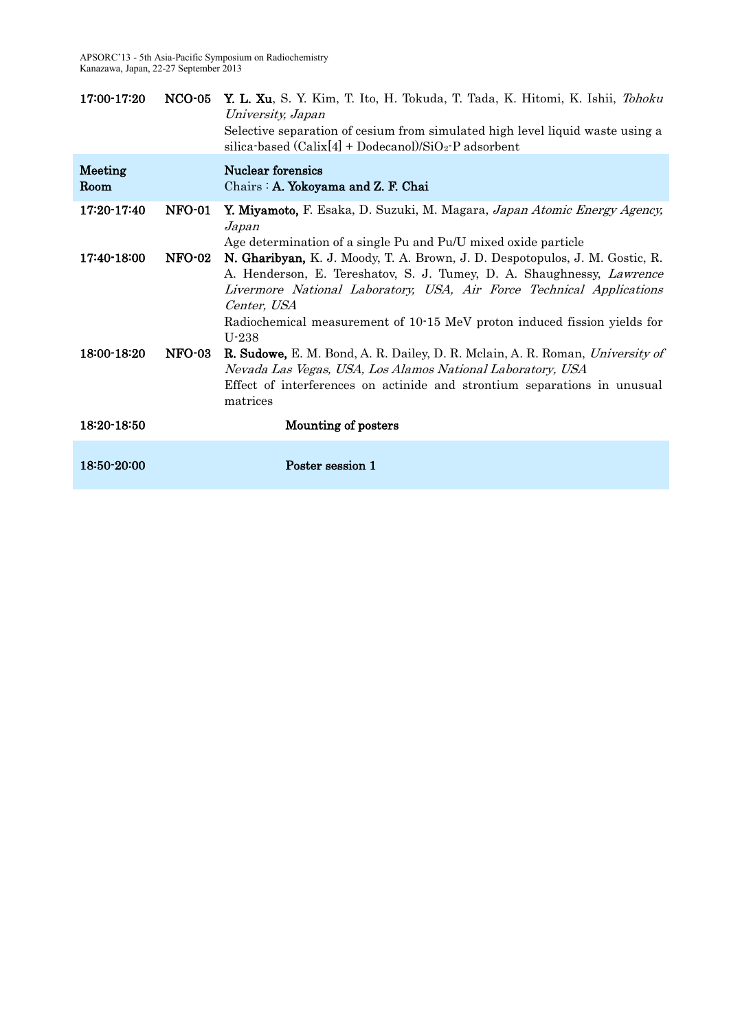| | | |
|---|---|---|
| **17:00-17:20** | **NCO-05** | **Y. L. Xu**, S. Y. Kim, T. Ito, H. Tokuda, T. Tada, K. Hitomi, K. Ishii, *Tohoku University, Japan*<br>Selective separation of cesium from simulated high level liquid waste using a silica-based (Calix[4] + Dodecanol)/$SiO_2$-P adsorbent |
| **Meeting Room** | | **Nuclear forensics**<br>Chairs : **A. Yokoyama and Z. F. Chai** |
| **17:20-17:40** | **NFO-01** | **Y. Miyamoto,** F. Esaka, D. Suzuki, M. Magara, *Japan Atomic Energy Agency, Japan*<br>Age determination of a single Pu and Pu/U mixed oxide particle |
| **17:40-18:00** | **NFO-02** | **N. Gharibyan,** K. J. Moody, T. A. Brown, J. D. Despotopulos, J. M. Gostic, R. A. Henderson, E. Tereshatov, S. J. Tumey, D. A. Shaughnessy, *Lawrence Livermore National Laboratory, USA, Air Force Technical Applications Center, USA*<br>Radiochemical measurement of 10-15 MeV proton induced fission yields for U-238 |
| **18:00-18:20** | **NFO-03** | **R. Sudowe,** E. M. Bond, A. R. Dailey, D. R. Mclain, A. R. Roman, *University of Nevada Las Vegas, USA, Los Alamos National Laboratory, USA*<br>Effect of interferences on actinide and strontium separations in unusual matrices |
| **18:20-18:50** | | **Mounting of posters** |
| **18:50-20:00** | | **Poster session 1** |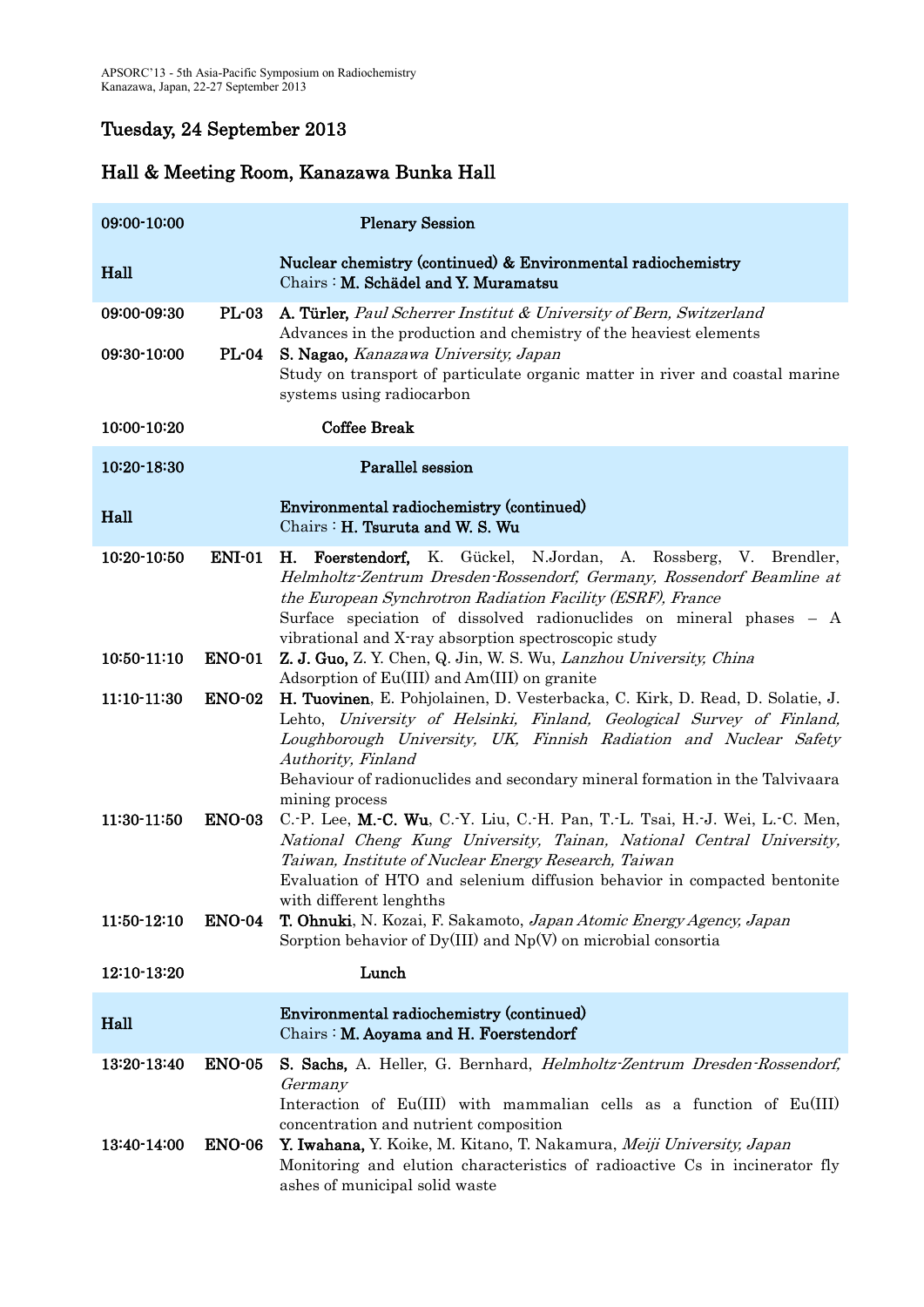## Tuesday, 24 September 2013

## Hall & Meeting Room, Kanazawa Bunka Hall

| | | |
|---|---|---|
| **09:00-10:00** | | **Plenary Session** |
| **Hall** | | **Nuclear chemistry (continued) & Environmental radiochemistry** Chairs : **M. Schädel and Y. Muramatsu** |
| **09:00-09:30** | **PL-03** | **A. Türler,** *Paul Scherrer Institut & University of Bern, Switzerland* Advances in the production and chemistry of the heaviest elements |
| **09:30-10:00** | **PL-04** | **S. Nagao,** *Kanazawa University, Japan* Study on transport of particulate organic matter in river and coastal marine systems using radiocarbon |
| **10:00-10:20** | | **Coffee Break** |
| **10:20-18:30** | | **Parallel session** |
| **Hall** | | **Environmental radiochemistry (continued)** Chairs : **H. Tsuruta and W. S. Wu** |
| **10:20-10:50** | **ENI-01** | **H. Foerstendorf,** K. Gückel, N.Jordan, A. Rossberg, V. Brendler, *Helmholtz-Zentrum Dresden-Rossendorf, Germany, Rossendorf Beamline at the European Synchrotron Radiation Facility (ESRF), France* Surface speciation of dissolved radionuclides on mineral phases – A vibrational and X-ray absorption spectroscopic study |
| **10:50-11:10** | **ENO-01** | **Z. J. Guo,** Z. Y. Chen, Q. Jin, W. S. Wu, *Lanzhou University, China* Adsorption of Eu(III) and Am(III) on granite |
| **11:10-11:30** | **ENO-02** | **H. Tuovinen**, E. Pohjolainen, D. Vesterbacka, C. Kirk, D. Read, D. Solatie, J. Lehto, *University of Helsinki, Finland, Geological Survey of Finland, Loughborough University, UK, Finnish Radiation and Nuclear Safety Authority, Finland* Behaviour of radionuclides and secondary mineral formation in the Talvivaara mining process |
| **11:30-11:50** | **ENO-03** | C.-P. Lee, **M.-C. Wu**, C.-Y. Liu, C.-H. Pan, T.-L. Tsai, H.-J. Wei, L.-C. Men, *National Cheng Kung University, Tainan, National Central University, Taiwan, Institute of Nuclear Energy Research, Taiwan* Evaluation of HTO and selenium diffusion behavior in compacted bentonite with different lenghths |
| **11:50-12:10** | **ENO-04** | **T. Ohnuki**, N. Kozai, F. Sakamoto, *Japan Atomic Energy Agency, Japan* Sorption behavior of Dy(III) and Np(V) on microbial consortia |
| **12:10-13:20** | | **Lunch** |
| **Hall** | | **Environmental radiochemistry (continued)** Chairs : **M. Aoyama and H. Foerstendorf** |
| **13:20-13:40** | **ENO-05** | **S. Sachs,** A. Heller, G. Bernhard, *Helmholtz-Zentrum Dresden-Rossendorf, Germany* Interaction of Eu(III) with mammalian cells as a function of Eu(III) concentration and nutrient composition |
| **13:40-14:00** | **ENO-06** | **Y. Iwahana,** Y. Koike, M. Kitano, T. Nakamura, *Meiji University, Japan* Monitoring and elution characteristics of radioactive Cs in incinerator fly ashes of municipal solid waste |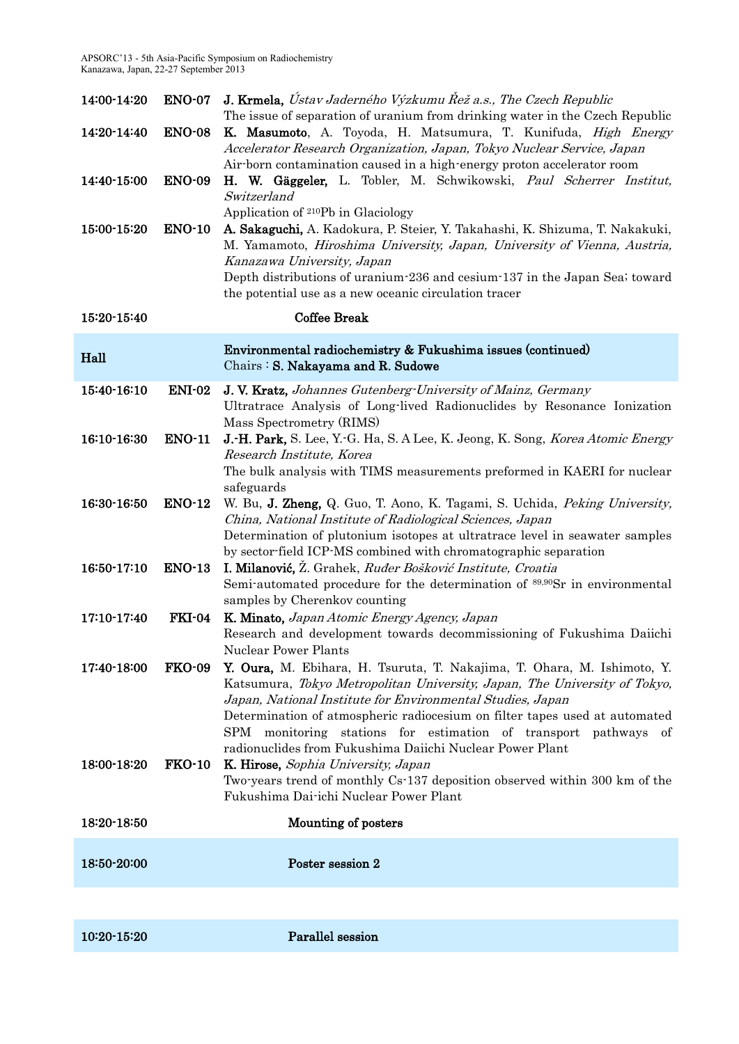| | | |
|---|---|---|
| 14:00-14:20 | ENO-07 | **J. Krmela,** *Ústav Jaderného Výzkumu Řež a.s., The Czech Republic*<br>The issue of separation of uranium from drinking water in the Czech Republic |
| 14:20-14:40 | ENO-08 | **K. Masumoto**, A. Toyoda, H. Matsumura, T. Kunifuda, *High Energy Accelerator Research Organization, Japan, Tokyo Nuclear Service, Japan*<br>Air-born contamination caused in a high-energy proton accelerator room |
| 14:40-15:00 | ENO-09 | **H. W. Gäggeler,** L. Tobler, M. Schwikowski, *Paul Scherrer Institut, Switzerland*<br>Application of $^{210}$Pb in Glaciology |
| 15:00-15:20 | ENO-10 | **A. Sakaguchi,** A. Kadokura, P. Steier, Y. Takahashi, K. Shizuma, T. Nakakuki, M. Yamamoto, *Hiroshima University, Japan, University of Vienna, Austria, Kanazawa University, Japan*<br>Depth distributions of uranium-236 and cesium-137 in the Japan Sea; toward the potential use as a new oceanic circulation tracer |
| 15:20-15:40 | | **Coffee Break** |

| **Hall** | | **Environmental radiochemistry & Fukushima issues (continued)**<br>Chairs : **S. Nakayama and R. Sudowe** |
|---|---|---|
| 15:40-16:10 | ENI-02 | **J. V. Kratz,** *Johannes Gutenberg-University of Mainz, Germany*<br>Ultratrace Analysis of Long-lived Radionuclides by Resonance Ionization Mass Spectrometry (RIMS) |
| 16:10-16:30 | ENO-11 | **J.-H. Park,** S. Lee, Y.-G. Ha, S. A Lee, K. Jeong, K. Song, *Korea Atomic Energy Research Institute, Korea*<br>The bulk analysis with TIMS measurements preformed in KAERI for nuclear safeguards |
| 16:30-16:50 | ENO-12 | W. Bu, **J. Zheng,** Q. Guo, T. Aono, K. Tagami, S. Uchida, *Peking University, China, National Institute of Radiological Sciences, Japan*<br>Determination of plutonium isotopes at ultratrace level in seawater samples by sector-field ICP-MS combined with chromatographic separation |
| 16:50-17:10 | ENO-13 | **I. Milanović,** Ž. Grahek, *Ruđer Bošković Institute, Croatia*<br>Semi-automated procedure for the determination of $^{89,90}$Sr in environmental samples by Cherenkov counting |
| 17:10-17:40 | FKI-04 | **K. Minato,** *Japan Atomic Energy Agency, Japan*<br>Research and development towards decommissioning of Fukushima Daiichi Nuclear Power Plants |
| 17:40-18:00 | FKO-09 | **Y. Oura,** M. Ebihara, H. Tsuruta, T. Nakajima, T. Ohara, M. Ishimoto, Y. Katsumura, *Tokyo Metropolitan University, Japan, The University of Tokyo, Japan, National Institute for Environmental Studies, Japan*<br>Determination of atmospheric radiocesium on filter tapes used at automated SPM monitoring stations for estimation of transport pathways of radionuclides from Fukushima Daiichi Nuclear Power Plant |
| 18:00-18:20 | FKO-10 | **K. Hirose,** *Sophia University, Japan*<br>Two-years trend of monthly Cs-137 deposition observed within 300 km of the Fukushima Dai-ichi Nuclear Power Plant |
| 18:20-18:50 | | **Mounting of posters** |
| 18:50-20:00 | | **Poster session 2** |

| | | |
|---|---|---|
| 10:20-15:20 | | **Parallel session** |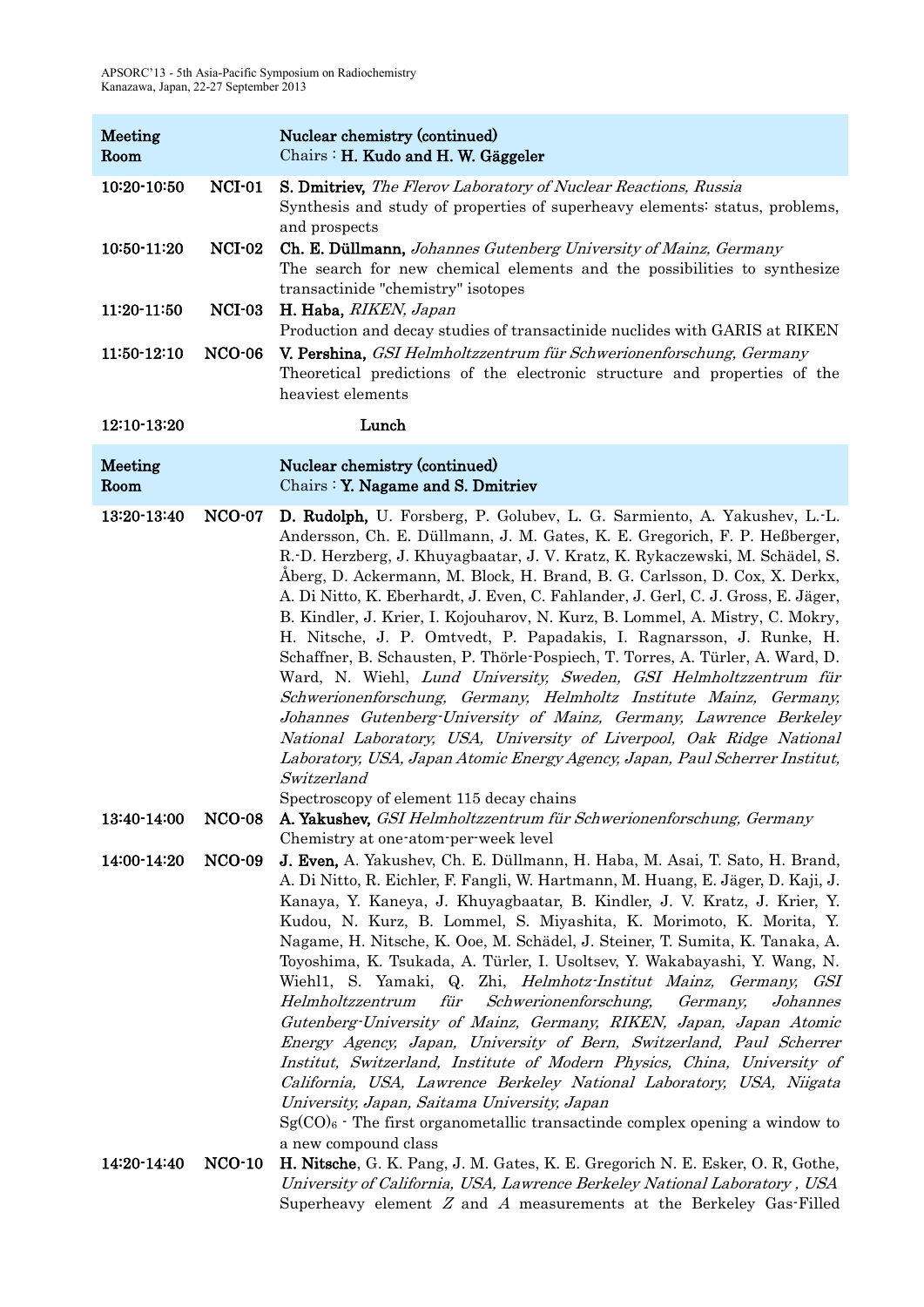| Meeting Room | | Nuclear chemistry (continued)<br>Chairs : **H. Kudo and H. W. Gäggeler** |
|---|---|---|
| 10:20-10:50 | NCI-01 | **S. Dmitriev,** *The Flerov Laboratory of Nuclear Reactions, Russia*<br>Synthesis and study of properties of superheavy elements: status, problems, and prospects |
| 10:50-11:20 | NCI-02 | **Ch. E. Düllmann,** *Johannes Gutenberg University of Mainz, Germany*<br>The search for new chemical elements and the possibilities to synthesize transactinide "chemistry" isotopes |
| 11:20-11:50 | NCI-03 | **H. Haba,** *RIKEN, Japan*<br>Production and decay studies of transactinide nuclides with GARIS at RIKEN |
| 11:50-12:10 | NCO-06 | **V. Pershina,** *GSI Helmholtzzentrum für Schwerionenforschung, Germany*<br>Theoretical predictions of the electronic structure and properties of the heaviest elements |
| 12:10-13:20 | | Lunch |

| Meeting Room | | Nuclear chemistry (continued)<br>Chairs : **Y. Nagame and S. Dmitriev** |
|---|---|---|
| 13:20-13:40 | NCO-07 | **D. Rudolph,** U. Forsberg, P. Golubev, L. G. Sarmiento, A. Yakushev, L.-L. Andersson, Ch. E. Düllmann, J. M. Gates, K. E. Gregorich, F. P. Heßberger, R.-D. Herzberg, J. Khuyagbaatar, J. V. Kratz, K. Rykaczewski, M. Schädel, S. Åberg, D. Ackermann, M. Block, H. Brand, B. G. Carlsson, D. Cox, X. Derkx, A. Di Nitto, K. Eberhardt, J. Even, C. Fahlander, J. Gerl, C. J. Gross, E. Jäger, B. Kindler, J. Krier, I. Kojouharov, N. Kurz, B. Lommel, A. Mistry, C. Mokry, H. Nitsche, J. P. Omtvedt, P. Papadakis, I. Ragnarsson, J. Runke, H. Schaffner, B. Schausten, P. Thörle-Pospiech, T. Torres, A. Türler, A. Ward, D. Ward, N. Wiehl, *Lund University, Sweden, GSI Helmholtzzentrum für Schwerionenforschung, Germany, Helmholtz Institute Mainz, Germany, Johannes Gutenberg-University of Mainz, Germany, Lawrence Berkeley National Laboratory, USA, University of Liverpool, Oak Ridge National Laboratory, USA, Japan Atomic Energy Agency, Japan, Paul Scherrer Institut, Switzerland*<br>Spectroscopy of element 115 decay chains |
| 13:40-14:00 | NCO-08 | **A. Yakushev,** *GSI Helmholtzzentrum für Schwerionenforschung, Germany*<br>Chemistry at one-atom-per-week level |
| 14:00-14:20 | NCO-09 | **J. Even,** A. Yakushev, Ch. E. Düllmann, H. Haba, M. Asai, T. Sato, H. Brand, A. Di Nitto, R. Eichler, F. Fangli, W. Hartmann, M. Huang, E. Jäger, D. Kaji, J. Kanaya, Y. Kaneya, J. Khuyagbaatar, B. Kindler, J. V. Kratz, J. Krier, Y. Kudou, N. Kurz, B. Lommel, S. Miyashita, K. Morimoto, K. Morita, Y. Nagame, H. Nitsche, K. Ooe, M. Schädel, J. Steiner, T. Sumita, K. Tanaka, A. Toyoshima, K. Tsukada, A. Türler, I. Usoltsev, Y. Wakabayashi, Y. Wang, N. Wiehl1, S. Yamaki, Q. Zhi, *Helmhotz-Institut Mainz, Germany, GSI Helmholtzzentrum für Schwerionenforschung, Germany, Johannes Gutenberg-University of Mainz, Germany, RIKEN, Japan, Japan Atomic Energy Agency, Japan, University of Bern, Switzerland, Paul Scherrer Institut, Switzerland, Institute of Modern Physics, China, University of California, USA, Lawrence Berkeley National Laboratory, USA, Niigata University, Japan, Saitama University, Japan*<br>$Sg(CO)_6$ - The first organometallic transactinde complex opening a window to a new compound class |
| 14:20-14:40 | NCO-10 | **H. Nitsche**, G. K. Pang, J. M. Gates, K. E. Gregorich N. E. Esker, O. R, Gothe, *University of California, USA, Lawrence Berkeley National Laboratory , USA*<br>Superheavy element $Z$ and $A$ measurements at the Berkeley Gas-Filled |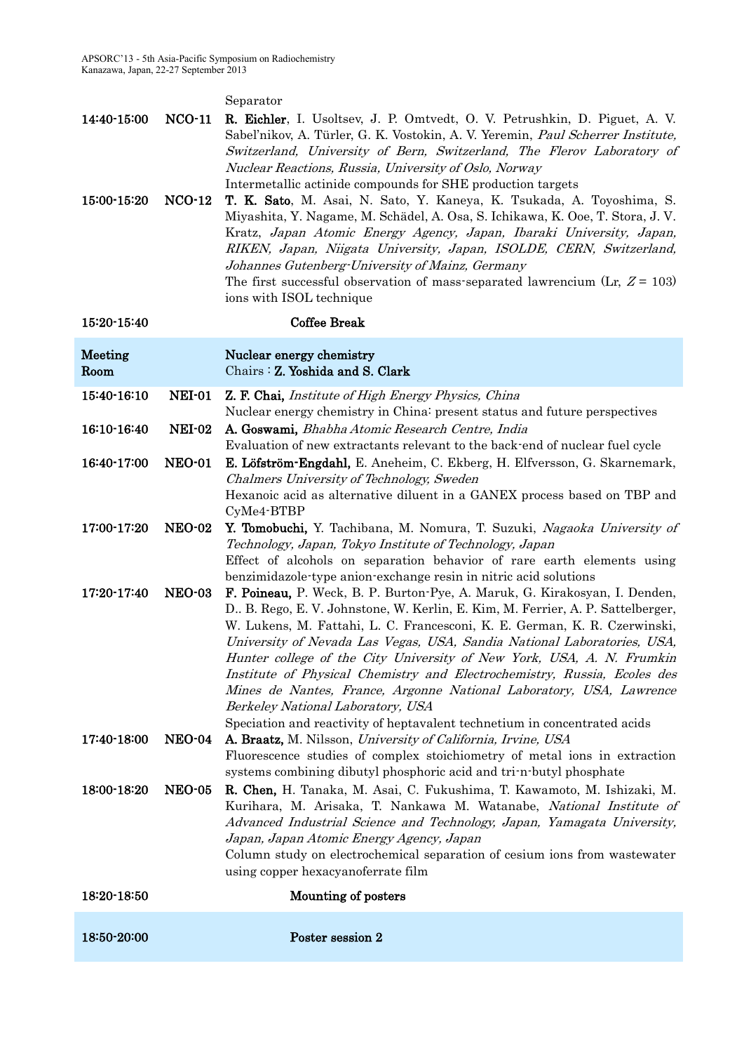Separator

| | | |
|---|---|---|
| 14:40-15:00 | NCO-11 | **R. Eichler**, I. Usoltsev, J. P. Omtvedt, O. V. Petrushkin, D. Piguet, A. V. Sabel'nikov, A. Türler, G. K. Vostokin, A. V. Yeremin, *Paul Scherrer Institute, Switzerland, University of Bern, Switzerland, The Flerov Laboratory of Nuclear Reactions, Russia, University of Oslo, Norway*<br>Intermetallic actinide compounds for SHE production targets |
| 15:00-15:20 | NCO-12 | **T. K. Sato**, M. Asai, N. Sato, Y. Kaneya, K. Tsukada, A. Toyoshima, S. Miyashita, Y. Nagame, M. Schädel, A. Osa, S. Ichikawa, K. Ooe, T. Stora, J. V. Kratz, *Japan Atomic Energy Agency, Japan, Ibaraki University, Japan, RIKEN, Japan, Niigata University, Japan, ISOLDE, CERN, Switzerland, Johannes Gutenberg-University of Mainz, Germany*<br>The first successful observation of mass-separated lawrencium (Lr, $Z = 103$) ions with ISOL technique |
| 15:20-15:40 | | **Coffee Break** |

| **Meeting Room** | | **Nuclear energy chemistry**<br>Chairs : **Z. Yoshida and S. Clark** |
|---|---|---|
| 15:40-16:10 | **NEI-01** | **Z. F. Chai,** *Institute of High Energy Physics, China*<br>Nuclear energy chemistry in China: present status and future perspectives |
| 16:10-16:40 | **NEI-02** | **A. Goswami,** *Bhabha Atomic Research Centre, India*<br>Evaluation of new extractants relevant to the back-end of nuclear fuel cycle |
| 16:40-17:00 | **NEO-01** | **E. Löfström-Engdahl,** E. Aneheim, C. Ekberg, H. Elfversson, G. Skarnemark, *Chalmers University of Technology, Sweden*<br>Hexanoic acid as alternative diluent in a GANEX process based on TBP and CyMe4-BTBP |
| 17:00-17:20 | **NEO-02** | **Y. Tomobuchi,** Y. Tachibana, M. Nomura, T. Suzuki, *Nagaoka University of Technology, Japan, Tokyo Institute of Technology, Japan*<br>Effect of alcohols on separation behavior of rare earth elements using benzimidazole-type anion-exchange resin in nitric acid solutions |
| 17:20-17:40 | **NEO-03** | **F. Poineau,** P. Weck, B. P. Burton-Pye, A. Maruk, G. Kirakosyan, I. Denden, D.. B. Rego, E. V. Johnstone, W. Kerlin, E. Kim, M. Ferrier, A. P. Sattelberger, W. Lukens, M. Fattahi, L. C. Francesconi, K. E. German, K. R. Czerwinski, *University of Nevada Las Vegas, USA, Sandia National Laboratories, USA, Hunter college of the City University of New York, USA, A. N. Frumkin Institute of Physical Chemistry and Electrochemistry, Russia, Ecoles des Mines de Nantes, France, Argonne National Laboratory, USA, Lawrence Berkeley National Laboratory, USA*<br>Speciation and reactivity of heptavalent technetium in concentrated acids |
| 17:40-18:00 | **NEO-04** | **A. Braatz,** M. Nilsson, *University of California, Irvine, USA*<br>Fluorescence studies of complex stoichiometry of metal ions in extraction systems combining dibutyl phosphoric acid and tri-n-butyl phosphate |
| 18:00-18:20 | **NEO-05** | **R. Chen,** H. Tanaka, M. Asai, C. Fukushima, T. Kawamoto, M. Ishizaki, M. Kurihara, M. Arisaka, T. Nankawa M. Watanabe, *National Institute of Advanced Industrial Science and Technology, Japan, Yamagata University, Japan, Japan Atomic Energy Agency, Japan*<br>Column study on electrochemical separation of cesium ions from wastewater using copper hexacyanoferrate film |
| 18:20-18:50 | | **Mounting of posters** |

| | |
|---|---|
| 18:50-20:00 | **Poster session 2** |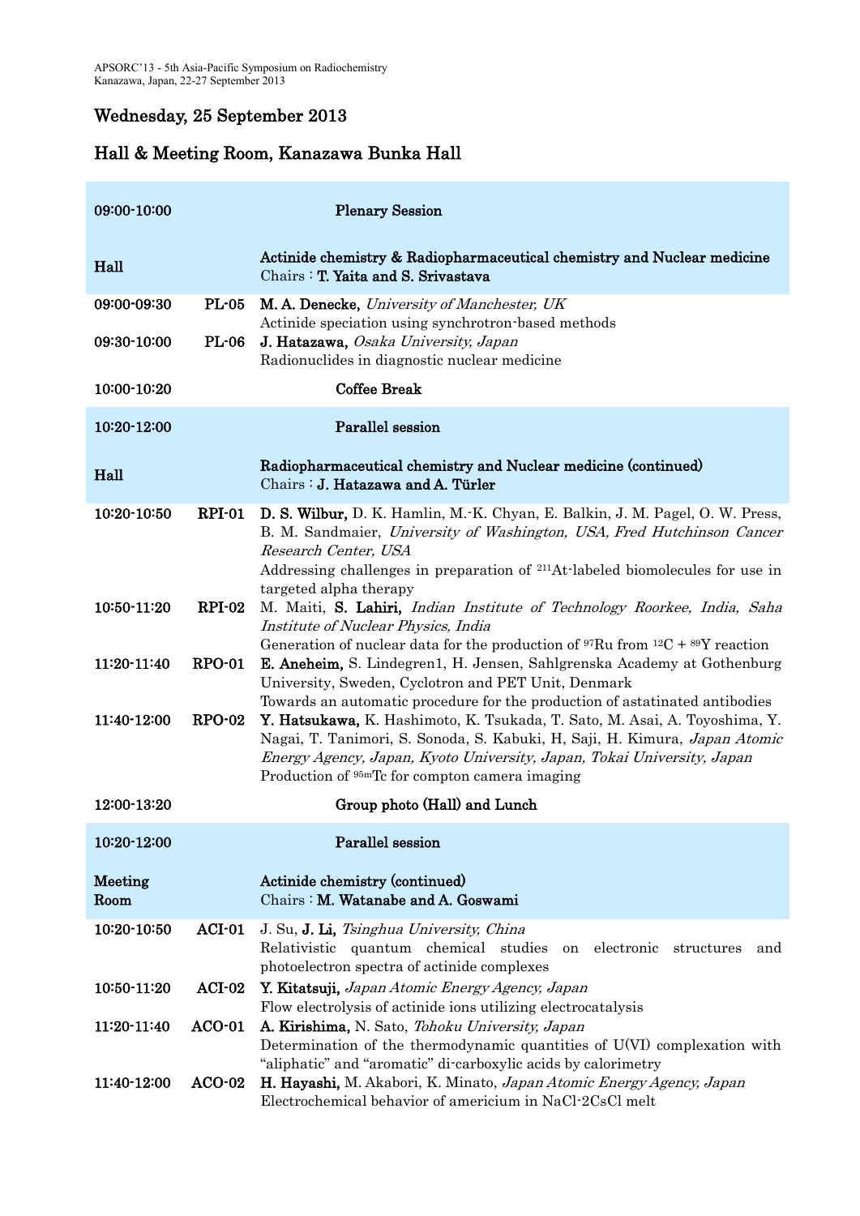## Wednesday, 25 September 2013

## Hall & Meeting Room, Kanazawa Bunka Hall

| | | |
|---|---|---|
| 09:00-10:00 | | **Plenary Session** |
| Hall | | **Actinide chemistry & Radiopharmaceutical chemistry and Nuclear medicine**<br>Chairs : **T. Yaita and S. Srivastava** |
| 09:00-09:30 | PL-05 | **M. A. Denecke,** *University of Manchester, UK*<br>Actinide speciation using synchrotron-based methods |
| 09:30-10:00 | PL-06 | **J. Hatazawa,** *Osaka University, Japan*<br>Radionuclides in diagnostic nuclear medicine |
| 10:00-10:20 | | **Coffee Break** |
| 10:20-12:00 | | **Parallel session** |
| Hall | | **Radiopharmaceutical chemistry and Nuclear medicine (continued)**<br>Chairs : **J. Hatazawa and A. Türler** |
| 10:20-10:50 | RPI-01 | **D. S. Wilbur,** D. K. Hamlin, M.-K. Chyan, E. Balkin, J. M. Pagel, O. W. Press, B. M. Sandmaier, *University of Washington, USA, Fred Hutchinson Cancer Research Center, USA*<br>Addressing challenges in preparation of $^{211}$At-labeled biomolecules for use in targeted alpha therapy |
| 10:50-11:20 | RPI-02 | M. Maiti, **S. Lahiri,** *Indian Institute of Technology Roorkee, India, Saha Institute of Nuclear Physics, India*<br>Generation of nuclear data for the production of $^{97}$Ru from $^{12}$C + $^{89}$Y reaction |
| 11:20-11:40 | RPO-01 | **E. Aneheim,** S. Lindegren1, H. Jensen, Sahlgrenska Academy at Gothenburg University, Sweden, Cyclotron and PET Unit, Denmark<br>Towards an automatic procedure for the production of astatinated antibodies |
| 11:40-12:00 | RPO-02 | **Y. Hatsukawa,** K. Hashimoto, K. Tsukada, T. Sato, M. Asai, A. Toyoshima, Y. Nagai, T. Tanimori, S. Sonoda, S. Kabuki, H, Saji, H. Kimura, *Japan Atomic Energy Agency, Japan, Kyoto University, Japan, Tokai University, Japan*<br>Production of $^{95m}$Tc for compton camera imaging |
| 12:00-13:20 | | **Group photo (Hall) and Lunch** |
| 10:20-12:00 | | **Parallel session** |
| Meeting Room | | **Actinide chemistry (continued)**<br>Chairs : **M. Watanabe and A. Goswami** |
| 10:20-10:50 | ACI-01 | J. Su, **J. Li,** *Tsinghua University, China*<br>Relativistic quantum chemical studies on electronic structures and photoelectron spectra of actinide complexes |
| 10:50-11:20 | ACI-02 | **Y. Kitatsuji,** *Japan Atomic Energy Agency, Japan*<br>Flow electrolysis of actinide ions utilizing electrocatalysis |
| 11:20-11:40 | ACO-01 | **A. Kirishima,** N. Sato, *Tohoku University, Japan*<br>Determination of the thermodynamic quantities of U(VI) complexation with "aliphatic" and "aromatic" di-carboxylic acids by calorimetry |
| 11:40-12:00 | ACO-02 | **H. Hayashi,** M. Akabori, K. Minato, *Japan Atomic Energy Agency, Japan*<br>Electrochemical behavior of americium in NaCl-2CsCl melt |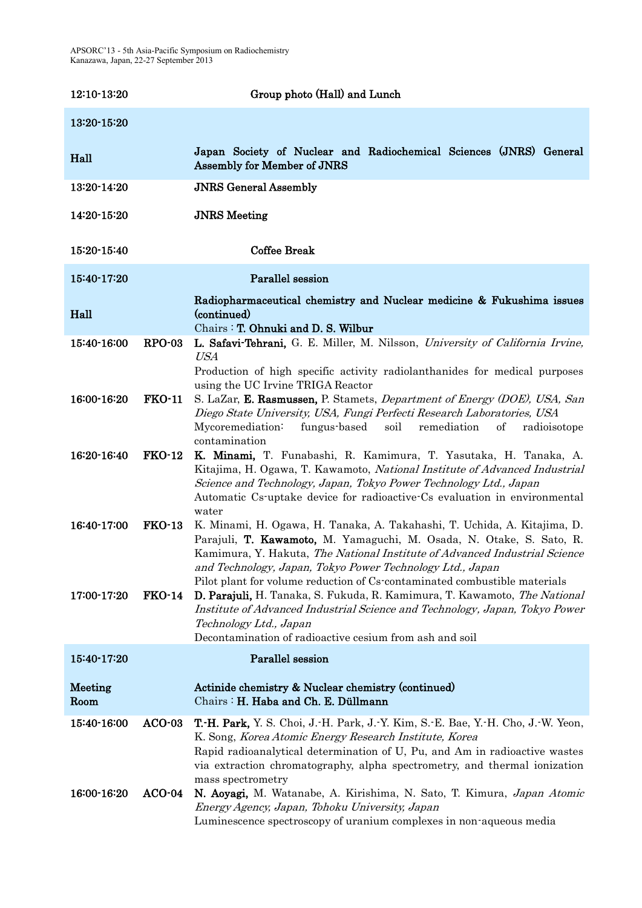**12:10-13:20** **Group photo (Hall) and Lunch**

**13:20-15:20**

**Hall** — **Japan Society of Nuclear and Radiochemical Sciences (JNRS) General Assembly for Member of JNRS**

**13:20-14:20** **JNRS General Assembly**

**14:20-15:20** **JNRS Meeting**

**15:20-15:40** **Coffee Break**

**15:40-17:20** **Parallel session**

**Hall** — **Radiopharmaceutical chemistry and Nuclear medicine & Fukushima issues (continued)**
Chairs : **T. Ohnuki and D. S. Wilbur**

**15:40-16:00** **RPO-03** **L. Safavi-Tehrani,** G. E. Miller, M. Nilsson, *University of California Irvine, USA*
Production of high specific activity radiolanthanides for medical purposes using the UC Irvine TRIGA Reactor

**16:00-16:20** **FKO-11** S. LaZar, **E. Rasmussen,** P. Stamets, *Department of Energy (DOE), USA, San Diego State University, USA, Fungi Perfecti Research Laboratories, USA*
Mycoremediation: fungus-based soil remediation of radioisotope contamination

**16:20-16:40** **FKO-12** **K. Minami,** T. Funabashi, R. Kamimura, T. Yasutaka, H. Tanaka, A. Kitajima, H. Ogawa, T. Kawamoto, *National Institute of Advanced Industrial Science and Technology, Japan, Tokyo Power Technology Ltd., Japan*
Automatic Cs-uptake device for radioactive-Cs evaluation in environmental water

**16:40-17:00** **FKO-13** K. Minami, H. Ogawa, H. Tanaka, A. Takahashi, T. Uchida, A. Kitajima, D. Parajuli, **T. Kawamoto,** M. Yamaguchi, M. Osada, N. Otake, S. Sato, R. Kamimura, Y. Hakuta, *The National Institute of Advanced Industrial Science and Technology, Japan, Tokyo Power Technology Ltd., Japan*
Pilot plant for volume reduction of Cs-contaminated combustible materials

**17:00-17:20** **FKO-14** **D. Parajuli,** H. Tanaka, S. Fukuda, R. Kamimura, T. Kawamoto, *The National Institute of Advanced Industrial Science and Technology, Japan, Tokyo Power Technology Ltd., Japan*
Decontamination of radioactive cesium from ash and soil

**15:40-17:20** **Parallel session**

**Meeting Room** — **Actinide chemistry & Nuclear chemistry (continued)**
Chairs : **H. Haba and Ch. E. Düllmann**

**15:40-16:00** **ACO-03** **T.-H. Park,** Y. S. Choi, J.-H. Park, J.-Y. Kim, S.-E. Bae, Y.-H. Cho, J.-W. Yeon, K. Song, *Korea Atomic Energy Research Institute, Korea*
Rapid radioanalytical determination of U, Pu, and Am in radioactive wastes via extraction chromatography, alpha spectrometry, and thermal ionization mass spectrometry

**16:00-16:20** **ACO-04** **N. Aoyagi,** M. Watanabe, A. Kirishima, N. Sato, T. Kimura, *Japan Atomic Energy Agency, Japan, Tohoku University, Japan*
Luminescence spectroscopy of uranium complexes in non-aqueous media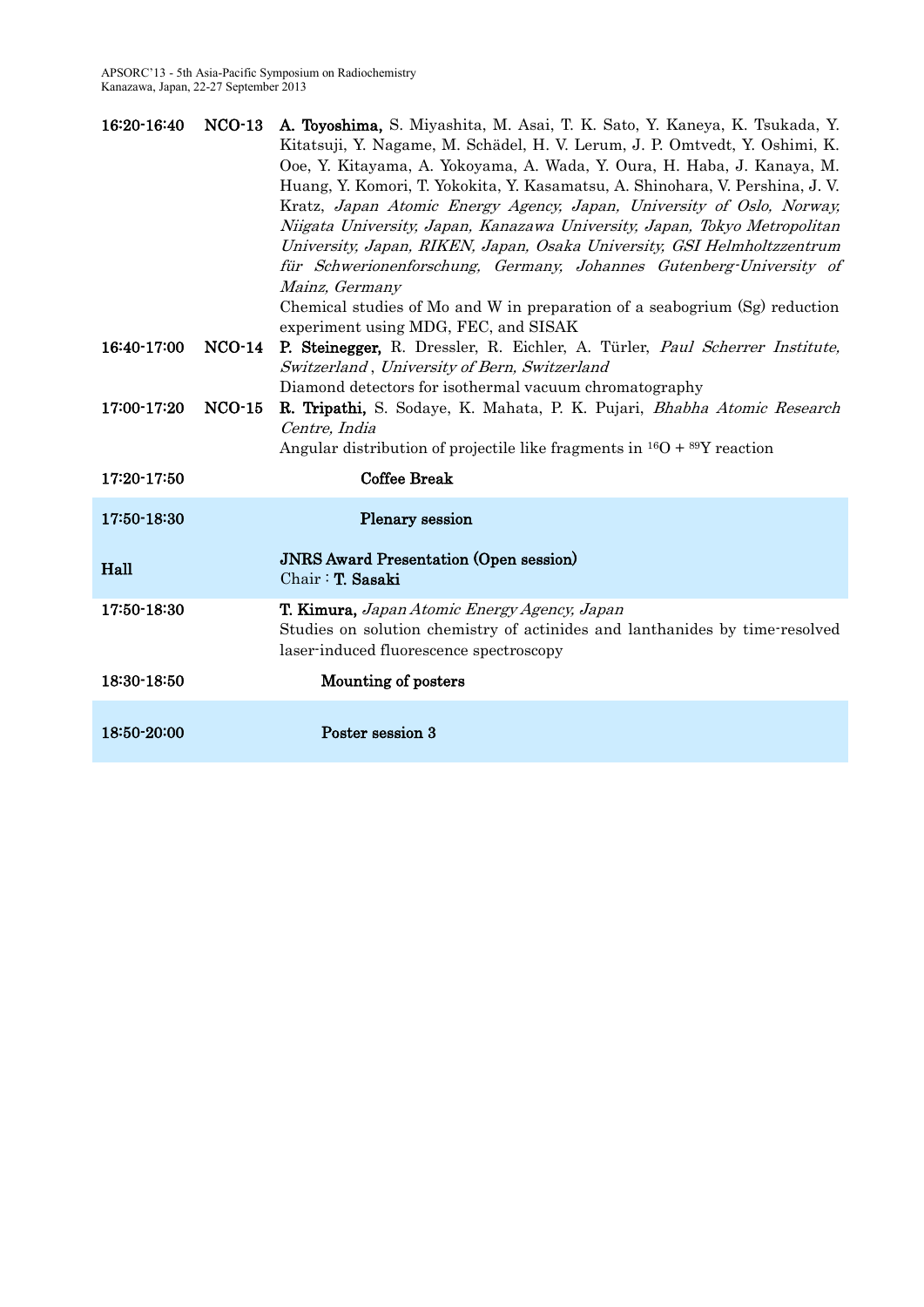| | | |
|---|---|---|
| 16:20-16:40 | NCO-13 | **A. Toyoshima,** S. Miyashita, M. Asai, T. K. Sato, Y. Kaneya, K. Tsukada, Y. Kitatsuji, Y. Nagame, M. Schädel, H. V. Lerum, J. P. Omtvedt, Y. Oshimi, K. Ooe, Y. Kitayama, A. Yokoyama, A. Wada, Y. Oura, H. Haba, J. Kanaya, M. Huang, Y. Komori, T. Yokokita, Y. Kasamatsu, A. Shinohara, V. Pershina, J. V. Kratz, *Japan Atomic Energy Agency, Japan, University of Oslo, Norway, Niigata University, Japan, Kanazawa University, Japan, Tokyo Metropolitan University, Japan, RIKEN, Japan, Osaka University, GSI Helmholtzzentrum für Schwerionenforschung, Germany, Johannes Gutenberg-University of Mainz, Germany*<br>Chemical studies of Mo and W in preparation of a seabogrium (Sg) reduction experiment using MDG, FEC, and SISAK |
| 16:40-17:00 | NCO-14 | **P. Steinegger,** R. Dressler, R. Eichler, A. Türler, *Paul Scherrer Institute, Switzerland , University of Bern, Switzerland*<br>Diamond detectors for isothermal vacuum chromatography |
| 17:00-17:20 | NCO-15 | **R. Tripathi,** S. Sodaye, K. Mahata, P. K. Pujari, *Bhabha Atomic Research Centre, India*<br>Angular distribution of projectile like fragments in $^{16}O$ + $^{89}Y$ reaction |
| 17:20-17:50 | | **Coffee Break** |
| 17:50-18:30 | | **Plenary session** |
| Hall | | **JNRS Award Presentation (Open session)**<br>Chair : **T. Sasaki** |
| 17:50-18:30 | | **T. Kimura,** *Japan Atomic Energy Agency, Japan*<br>Studies on solution chemistry of actinides and lanthanides by time-resolved laser-induced fluorescence spectroscopy |
| 18:30-18:50 | | **Mounting of posters** |
| 18:50-20:00 | | **Poster session 3** |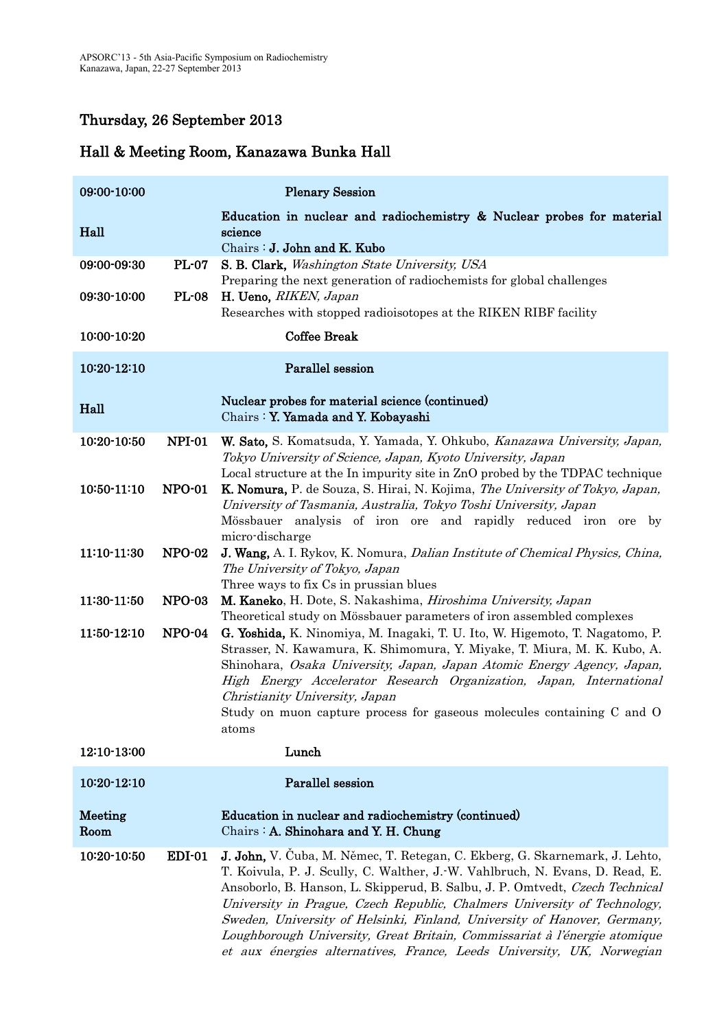## Thursday, 26 September 2013

## Hall & Meeting Room, Kanazawa Bunka Hall

| | | |
|---|---|---|
| **09:00-10:00** | | **Plenary Session** |
| **Hall** | | **Education in nuclear and radiochemistry & Nuclear probes for material science**<br>Chairs : **J. John and K. Kubo** |
| **09:00-09:30** | **PL-07** | **S. B. Clark,** *Washington State University, USA*<br>Preparing the next generation of radiochemists for global challenges |
| **09:30-10:00** | **PL-08** | **H. Ueno,** *RIKEN, Japan*<br>Researches with stopped radioisotopes at the RIKEN RIBF facility |
| **10:00-10:20** | | **Coffee Break** |
| **10:20-12:10** | | **Parallel session** |
| **Hall** | | **Nuclear probes for material science (continued)**<br>Chairs : **Y. Yamada and Y. Kobayashi** |
| **10:20-10:50** | **NPI-01** | **W. Sato,** S. Komatsuda, Y. Yamada, Y. Ohkubo, *Kanazawa University, Japan, Tokyo University of Science, Japan, Kyoto University, Japan*<br>Local structure at the In impurity site in ZnO probed by the TDPAC technique |
| **10:50-11:10** | **NPO-01** | **K. Nomura,** P. de Souza, S. Hirai, N. Kojima, *The University of Tokyo, Japan, University of Tasmania, Australia, Tokyo Toshi University, Japan*<br>Mössbauer analysis of iron ore and rapidly reduced iron ore by micro-discharge |
| **11:10-11:30** | **NPO-02** | **J. Wang,** A. I. Rykov, K. Nomura, *Dalian Institute of Chemical Physics, China, The University of Tokyo, Japan*<br>Three ways to fix Cs in prussian blues |
| **11:30-11:50** | **NPO-03** | **M. Kaneko,** H. Dote, S. Nakashima, *Hiroshima University, Japan*<br>Theoretical study on Mössbauer parameters of iron assembled complexes |
| **11:50-12:10** | **NPO-04** | **G. Yoshida,** K. Ninomiya, M. Inagaki, T. U. Ito, W. Higemoto, T. Nagatomo, P. Strasser, N. Kawamura, K. Shimomura, Y. Miyake, T. Miura, M. K. Kubo, A. Shinohara, *Osaka University, Japan, Japan Atomic Energy Agency, Japan, High Energy Accelerator Research Organization, Japan, International Christianity University, Japan*<br>Study on muon capture process for gaseous molecules containing C and O atoms |
| **12:10-13:00** | | **Lunch** |
| **10:20-12:10** | | **Parallel session** |
| **Meeting Room** | | **Education in nuclear and radiochemistry (continued)**<br>Chairs : **A. Shinohara and Y. H. Chung** |
| **10:20-10:50** | **EDI-01** | **J. John,** V. Čuba, M. Němec, T. Retegan, C. Ekberg, G. Skarnemark, J. Lehto, T. Koivula, P. J. Scully, C. Walther, J.-W. Vahlbruch, N. Evans, D. Read, E. Ansoborlo, B. Hanson, L. Skipperud, B. Salbu, J. P. Omtvedt, *Czech Technical University in Prague, Czech Republic, Chalmers University of Technology, Sweden, University of Helsinki, Finland, University of Hanover, Germany, Loughborough University, Great Britain, Commissariat à l'énergie atomique et aux énergies alternatives, France, Leeds University, UK, Norwegian* |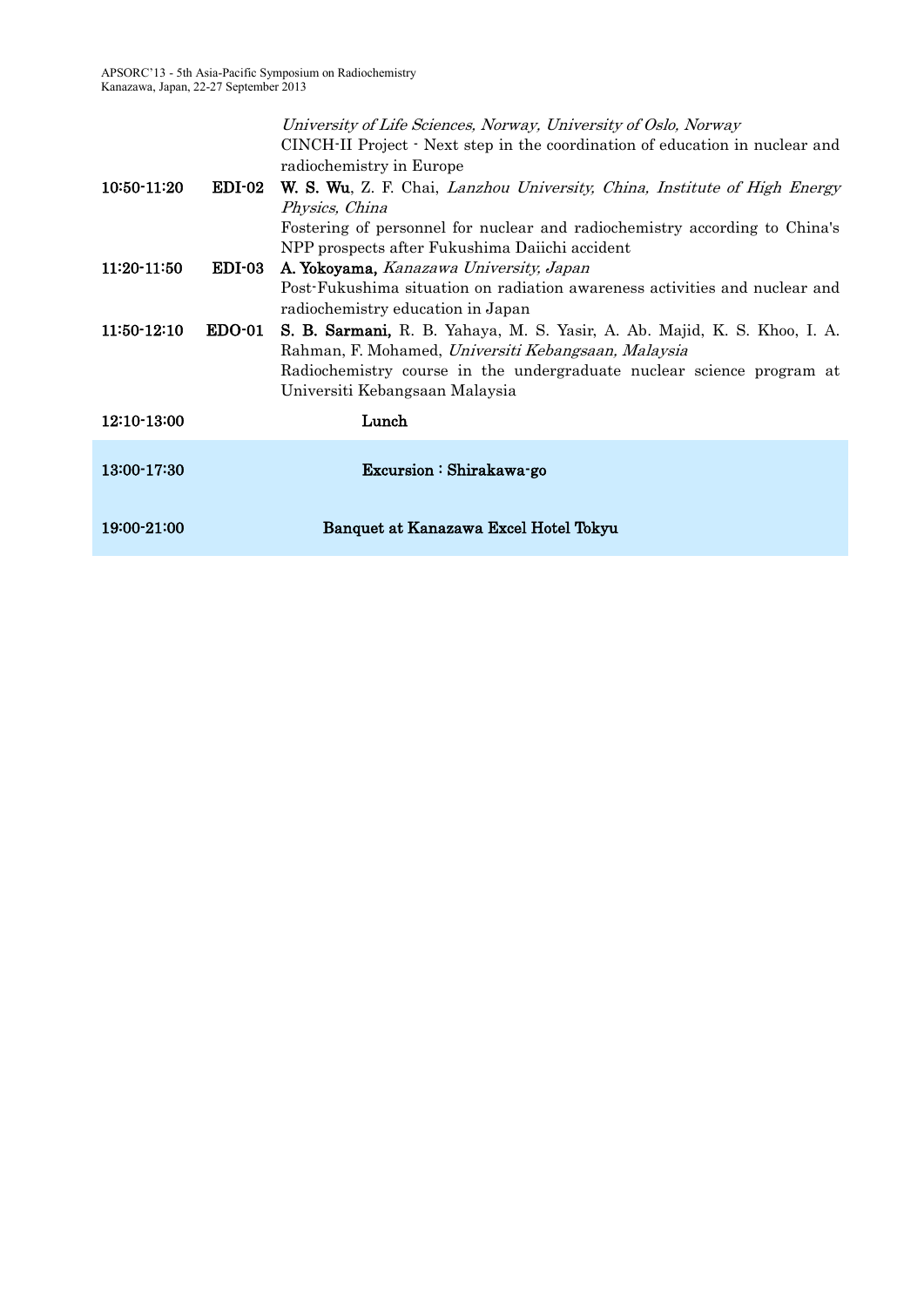| | | |
|---|---|---|
| | | *University of Life Sciences, Norway, University of Oslo, Norway*<br>CINCH-II Project - Next step in the coordination of education in nuclear and radiochemistry in Europe |
| **10:50-11:20** | **EDI-02** | **W. S. Wu**, Z. F. Chai, *Lanzhou University, China, Institute of High Energy Physics, China*<br>Fostering of personnel for nuclear and radiochemistry according to China's NPP prospects after Fukushima Daiichi accident |
| **11:20-11:50** | **EDI-03** | **A. Yokoyama,** *Kanazawa University, Japan*<br>Post-Fukushima situation on radiation awareness activities and nuclear and radiochemistry education in Japan |
| **11:50-12:10** | **EDO-01** | **S. B. Sarmani,** R. B. Yahaya, M. S. Yasir, A. Ab. Majid, K. S. Khoo, I. A. Rahman, F. Mohamed, *Universiti Kebangsaan, Malaysia*<br>Radiochemistry course in the undergraduate nuclear science program at Universiti Kebangsaan Malaysia |
| **12:10-13:00** | | **Lunch** |
| **13:00-17:30** | | **Excursion : Shirakawa-go** |
| **19:00-21:00** | | **Banquet at Kanazawa Excel Hotel Tokyu** |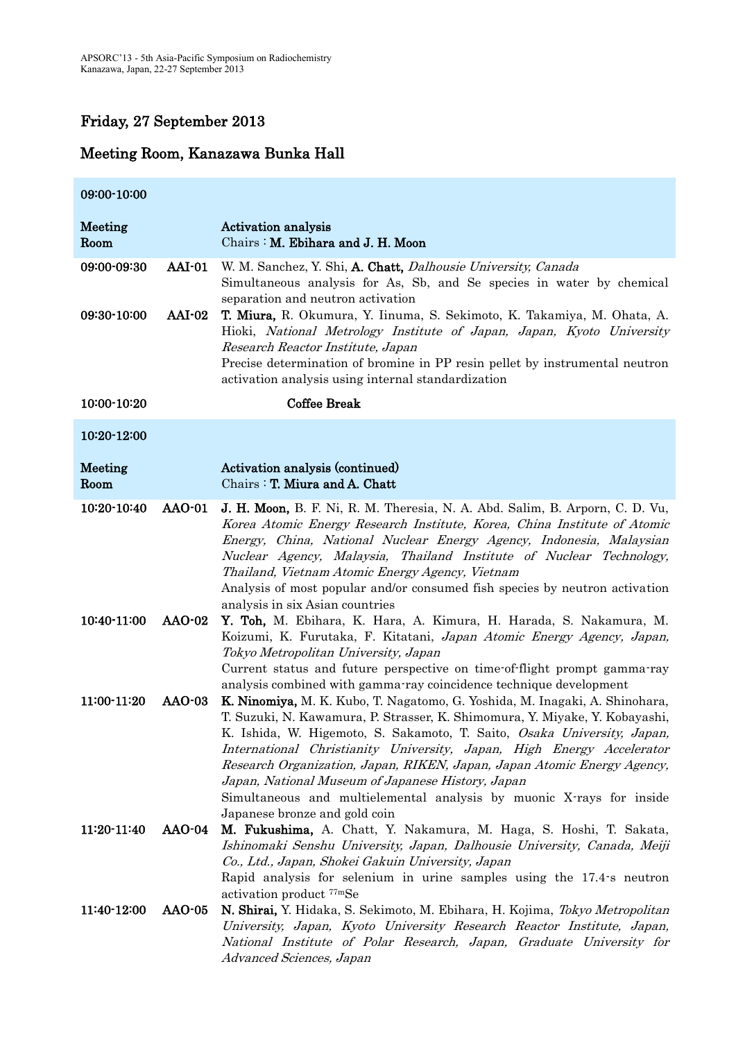## Friday, 27 September 2013

## Meeting Room, Kanazawa Bunka Hall

| | | |
|---|---|---|
| **09:00-10:00** | | |
| **Meeting Room** | | **Activation analysis**<br>Chairs : **M. Ebihara and J. H. Moon** |
| **09:00-09:30** | **AAI-01** | W. M. Sanchez, Y. Shi, **A. Chatt,** *Dalhousie University, Canada*<br>Simultaneous analysis for As, Sb, and Se species in water by chemical separation and neutron activation |
| **09:30-10:00** | **AAI-02** | **T. Miura,** R. Okumura, Y. Iinuma, S. Sekimoto, K. Takamiya, M. Ohata, A. Hioki, *National Metrology Institute of Japan, Japan, Kyoto University Research Reactor Institute, Japan*<br>Precise determination of bromine in PP resin pellet by instrumental neutron activation analysis using internal standardization |
| **10:00-10:20** | | **Coffee Break** |
| **10:20-12:00** | | |
| **Meeting Room** | | **Activation analysis (continued)**<br>Chairs : **T. Miura and A. Chatt** |
| **10:20-10:40** | **AAO-01** | **J. H. Moon,** B. F. Ni, R. M. Theresia, N. A. Abd. Salim, B. Arporn, C. D. Vu, *Korea Atomic Energy Research Institute, Korea, China Institute of Atomic Energy, China, National Nuclear Energy Agency, Indonesia, Malaysian Nuclear Agency, Malaysia, Thailand Institute of Nuclear Technology, Thailand, Vietnam Atomic Energy Agency, Vietnam*<br>Analysis of most popular and/or consumed fish species by neutron activation analysis in six Asian countries |
| **10:40-11:00** | **AAO-02** | **Y. Toh,** M. Ebihara, K. Hara, A. Kimura, H. Harada, S. Nakamura, M. Koizumi, K. Furutaka, F. Kitatani, *Japan Atomic Energy Agency, Japan, Tokyo Metropolitan University, Japan*<br>Current status and future perspective on time-of-flight prompt gamma-ray analysis combined with gamma-ray coincidence technique development |
| **11:00-11:20** | **AAO-03** | **K. Ninomiya,** M. K. Kubo, T. Nagatomo, G. Yoshida, M. Inagaki, A. Shinohara, T. Suzuki, N. Kawamura, P. Strasser, K. Shimomura, Y. Miyake, Y. Kobayashi, K. Ishida, W. Higemoto, S. Sakamoto, T. Saito, *Osaka University, Japan, International Christianity University, Japan, High Energy Accelerator Research Organization, Japan, RIKEN, Japan, Japan Atomic Energy Agency, Japan, National Museum of Japanese History, Japan*<br>Simultaneous and multielemental analysis by muonic X-rays for inside Japanese bronze and gold coin |
| **11:20-11:40** | **AAO-04** | **M. Fukushima,** A. Chatt, Y. Nakamura, M. Haga, S. Hoshi, T. Sakata, *Ishinomaki Senshu University, Japan, Dalhousie University, Canada, Meiji Co., Ltd., Japan, Shokei Gakuin University, Japan*<br>Rapid analysis for selenium in urine samples using the 17.4-s neutron activation product $^{77m}$Se |
| **11:40-12:00** | **AAO-05** | **N. Shirai,** Y. Hidaka, S. Sekimoto, M. Ebihara, H. Kojima, *Tokyo Metropolitan University, Japan, Kyoto University Research Reactor Institute, Japan, National Institute of Polar Research, Japan, Graduate University for Advanced Sciences, Japan* |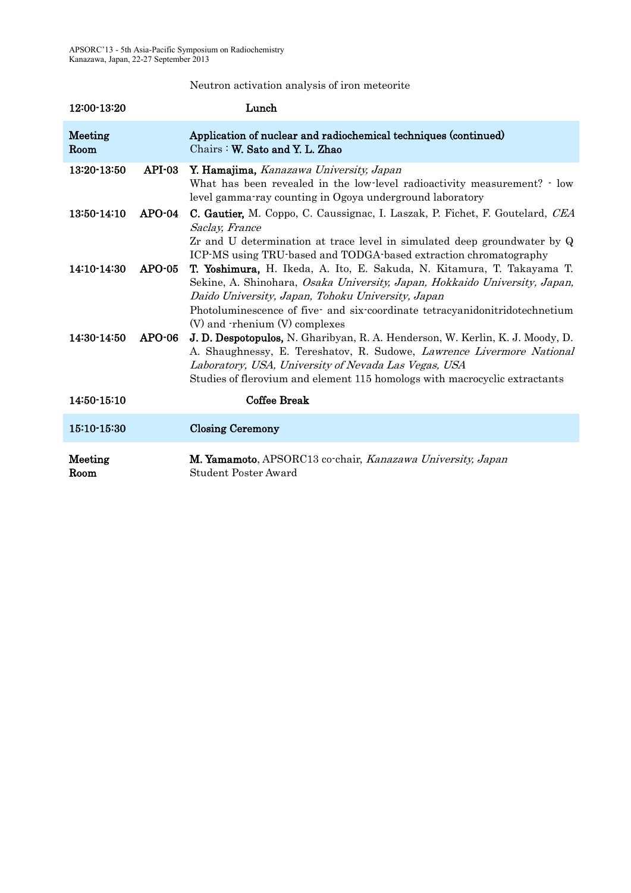Neutron activation analysis of iron meteorite

| | | |
|---|---|---|
| 12:00-13:20 | | **Lunch** |
| **Meeting Room** | | **Application of nuclear and radiochemical techniques (continued)**<br>Chairs : **W. Sato and Y. L. Zhao** |
| 13:20-13:50 | API-03 | **Y. Hamajima,** *Kanazawa University, Japan*<br>What has been revealed in the low-level radioactivity measurement? - low level gamma-ray counting in Ogoya underground laboratory |
| 13:50-14:10 | APO-04 | **C. Gautier,** M. Coppo, C. Caussignac, I. Laszak, P. Fichet, F. Goutelard, *CEA Saclay, France*<br>Zr and U determination at trace level in simulated deep groundwater by Q ICP-MS using TRU-based and TODGA-based extraction chromatography |
| 14:10-14:30 | APO-05 | **T. Yoshimura,** H. Ikeda, A. Ito, E. Sakuda, N. Kitamura, T. Takayama T. Sekine, A. Shinohara, *Osaka University, Japan, Hokkaido University, Japan, Daido University, Japan, Tohoku University, Japan*<br>Photoluminescence of five- and six-coordinate tetracyanidonitridotechnetium (V) and -rhenium (V) complexes |
| 14:30-14:50 | APO-06 | **J. D. Despotopulos,** N. Gharibyan, R. A. Henderson, W. Kerlin, K. J. Moody, D. A. Shaughnessy, E. Tereshatov, R. Sudowe, *Lawrence Livermore National Laboratory, USA, University of Nevada Las Vegas, USA*<br>Studies of flerovium and element 115 homologs with macrocyclic extractants |
| 14:50-15:10 | | **Coffee Break** |
| 15:10-15:30 | | **Closing Ceremony** |
| **Meeting Room** | | **M. Yamamoto**, APSORC13 co-chair, *Kanazawa University, Japan*<br>Student Poster Award |